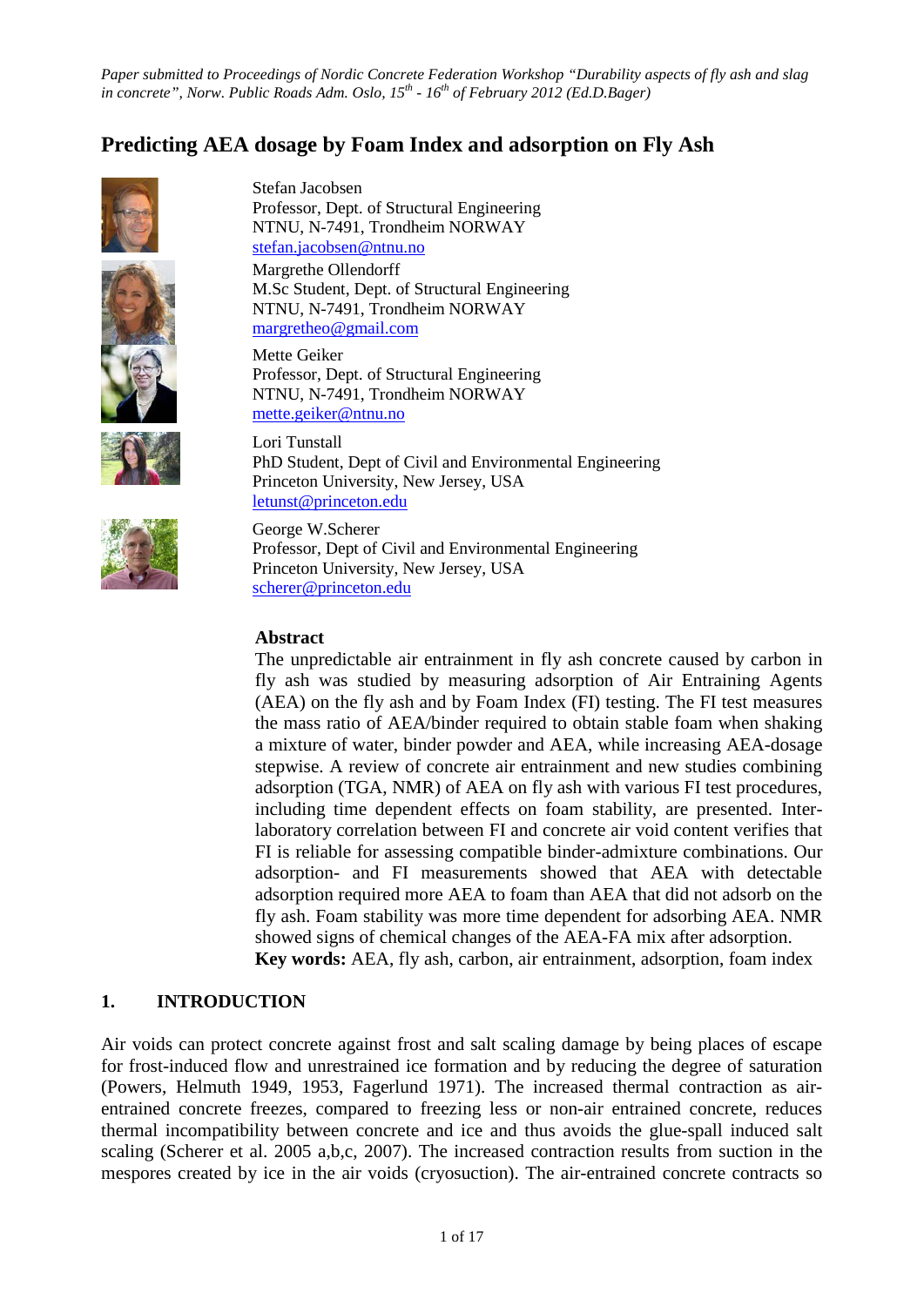*Paper submitted to Proceedings of Nordic Concrete Federation Workshop "Durability aspects of fly ash and slag in concrete", Norw. Public Roads Adm. Oslo, 15th - 16th of February 2012 (Ed.D.Bager)*

# Predicting AEA dosage by Foam Index and adsorption on Fly Ash

Stefan Jacobsen
Professor, Dept. of Structural Engineering
NTNU, N-7491, Trondheim NORWAY
stefan.jacobsen@ntnu.no

Margrethe Ollendorff
M.Sc Student, Dept. of Structural Engineering
NTNU, N-7491, Trondheim NORWAY
margretheo@gmail.com

Mette Geiker
Professor, Dept. of Structural Engineering
NTNU, N-7491, Trondheim NORWAY
mette.geiker@ntnu.no

Lori Tunstall
PhD Student, Dept of Civil and Environmental Engineering
Princeton University, New Jersey, USA
letunst@princeton.edu

George W.Scherer
Professor, Dept of Civil and Environmental Engineering
Princeton University, New Jersey, USA
scherer@princeton.edu

**Abstract**

The unpredictable air entrainment in fly ash concrete caused by carbon in fly ash was studied by measuring adsorption of Air Entraining Agents (AEA) on the fly ash and by Foam Index (FI) testing. The FI test measures the mass ratio of AEA/binder required to obtain stable foam when shaking a mixture of water, binder powder and AEA, while increasing AEA-dosage stepwise. A review of concrete air entrainment and new studies combining adsorption (TGA, NMR) of AEA on fly ash with various FI test procedures, including time dependent effects on foam stability, are presented. Inter-laboratory correlation between FI and concrete air void content verifies that FI is reliable for assessing compatible binder-admixture combinations. Our adsorption- and FI measurements showed that AEA with detectable adsorption required more AEA to foam than AEA that did not adsorb on the fly ash. Foam stability was more time dependent for adsorbing AEA. NMR showed signs of chemical changes of the AEA-FA mix after adsorption.

**Key words:** AEA, fly ash, carbon, air entrainment, adsorption, foam index

## 1. INTRODUCTION

Air voids can protect concrete against frost and salt scaling damage by being places of escape for frost-induced flow and unrestrained ice formation and by reducing the degree of saturation (Powers, Helmuth 1949, 1953, Fagerlund 1971). The increased thermal contraction as air-entrained concrete freezes, compared to freezing less or non-air entrained concrete, reduces thermal incompatibility between concrete and ice and thus avoids the glue-spall induced salt scaling (Scherer et al. 2005 a,b,c, 2007). The increased contraction results from suction in the mespores created by ice in the air voids (cryosuction). The air-entrained concrete contracts so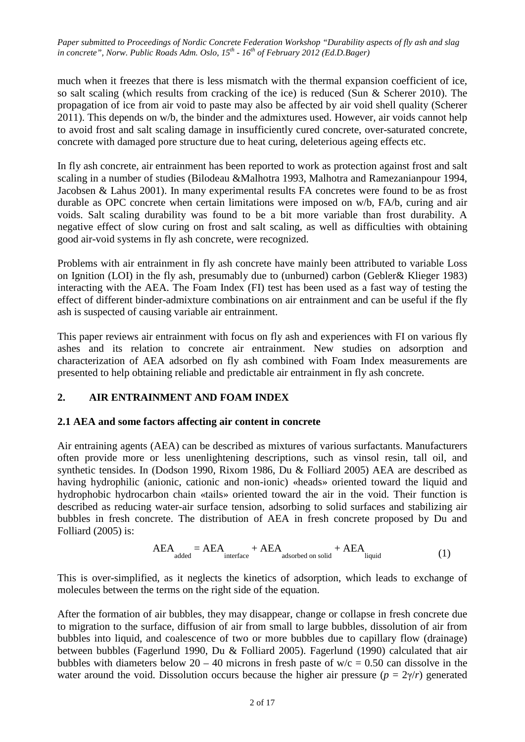much when it freezes that there is less mismatch with the thermal expansion coefficient of ice, so salt scaling (which results from cracking of the ice) is reduced (Sun & Scherer 2010). The propagation of ice from air void to paste may also be affected by air void shell quality (Scherer 2011). This depends on w/b, the binder and the admixtures used. However, air voids cannot help to avoid frost and salt scaling damage in insufficiently cured concrete, over-saturated concrete, concrete with damaged pore structure due to heat curing, deleterious ageing effects etc.

In fly ash concrete, air entrainment has been reported to work as protection against frost and salt scaling in a number of studies (Bilodeau &Malhotra 1993, Malhotra and Ramezanianpour 1994, Jacobsen & Lahus 2001). In many experimental results FA concretes were found to be as frost durable as OPC concrete when certain limitations were imposed on w/b, FA/b, curing and air voids. Salt scaling durability was found to be a bit more variable than frost durability. A negative effect of slow curing on frost and salt scaling, as well as difficulties with obtaining good air-void systems in fly ash concrete, were recognized.

Problems with air entrainment in fly ash concrete have mainly been attributed to variable Loss on Ignition (LOI) in the fly ash, presumably due to (unburned) carbon (Gebler& Klieger 1983) interacting with the AEA. The Foam Index (FI) test has been used as a fast way of testing the effect of different binder-admixture combinations on air entrainment and can be useful if the fly ash is suspected of causing variable air entrainment.

This paper reviews air entrainment with focus on fly ash and experiences with FI on various fly ashes and its relation to concrete air entrainment. New studies on adsorption and characterization of AEA adsorbed on fly ash combined with Foam Index measurements are presented to help obtaining reliable and predictable air entrainment in fly ash concrete.

## 2. AIR ENTRAINMENT AND FOAM INDEX

### 2.1 AEA and some factors affecting air content in concrete

Air entraining agents (AEA) can be described as mixtures of various surfactants. Manufacturers often provide more or less unenlightening descriptions, such as vinsol resin, tall oil, and synthetic tensides. In (Dodson 1990, Rixom 1986, Du & Folliard 2005) AEA are described as having hydrophilic (anionic, cationic and non-ionic) «heads» oriented toward the liquid and hydrophobic hydrocarbon chain «tails» oriented toward the air in the void. Their function is described as reducing water-air surface tension, adsorbing to solid surfaces and stabilizing air bubbles in fresh concrete. The distribution of AEA in fresh concrete proposed by Du and Folliard (2005) is:

$$\mathrm{AEA}_{\mathrm{added}} = \mathrm{AEA}_{\mathrm{interface}} + \mathrm{AEA}_{\mathrm{adsorbed\ on\ solid}} + \mathrm{AEA}_{\mathrm{liquid}} \qquad (1)$$

This is over-simplified, as it neglects the kinetics of adsorption, which leads to exchange of molecules between the terms on the right side of the equation.

After the formation of air bubbles, they may disappear, change or collapse in fresh concrete due to migration to the surface, diffusion of air from small to large bubbles, dissolution of air from bubbles into liquid, and coalescence of two or more bubbles due to capillary flow (drainage) between bubbles (Fagerlund 1990, Du & Folliard 2005). Fagerlund (1990) calculated that air bubbles with diameters below 20 – 40 microns in fresh paste of w/c = 0.50 can dissolve in the water around the void. Dissolution occurs because the higher air pressure ($p = 2\gamma/r$) generated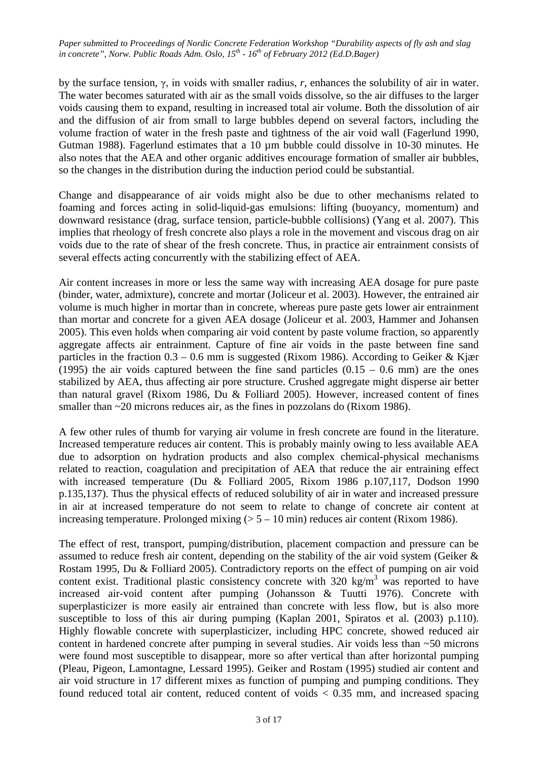by the surface tension, $\gamma$, in voids with smaller radius, $r$, enhances the solubility of air in water. The water becomes saturated with air as the small voids dissolve, so the air diffuses to the larger voids causing them to expand, resulting in increased total air volume. Both the dissolution of air and the diffusion of air from small to large bubbles depend on several factors, including the volume fraction of water in the fresh paste and tightness of the air void wall (Fagerlund 1990, Gutman 1988). Fagerlund estimates that a 10 µm bubble could dissolve in 10-30 minutes. He also notes that the AEA and other organic additives encourage formation of smaller air bubbles, so the changes in the distribution during the induction period could be substantial.

Change and disappearance of air voids might also be due to other mechanisms related to foaming and forces acting in solid-liquid-gas emulsions: lifting (buoyancy, momentum) and downward resistance (drag, surface tension, particle-bubble collisions) (Yang et al. 2007). This implies that rheology of fresh concrete also plays a role in the movement and viscous drag on air voids due to the rate of shear of the fresh concrete. Thus, in practice air entrainment consists of several effects acting concurrently with the stabilizing effect of AEA.

Air content increases in more or less the same way with increasing AEA dosage for pure paste (binder, water, admixture), concrete and mortar (Joliceur et al. 2003). However, the entrained air volume is much higher in mortar than in concrete, whereas pure paste gets lower air entrainment than mortar and concrete for a given AEA dosage (Joliceur et al. 2003, Hammer and Johansen 2005). This even holds when comparing air void content by paste volume fraction, so apparently aggregate affects air entrainment. Capture of fine air voids in the paste between fine sand particles in the fraction 0.3 – 0.6 mm is suggested (Rixom 1986). According to Geiker & Kjær (1995) the air voids captured between the fine sand particles (0.15 – 0.6 mm) are the ones stabilized by AEA, thus affecting air pore structure. Crushed aggregate might disperse air better than natural gravel (Rixom 1986, Du & Folliard 2005). However, increased content of fines smaller than ~20 microns reduces air, as the fines in pozzolans do (Rixom 1986).

A few other rules of thumb for varying air volume in fresh concrete are found in the literature. Increased temperature reduces air content. This is probably mainly owing to less available AEA due to adsorption on hydration products and also complex chemical-physical mechanisms related to reaction, coagulation and precipitation of AEA that reduce the air entraining effect with increased temperature (Du & Folliard 2005, Rixom 1986 p.107,117, Dodson 1990 p.135,137). Thus the physical effects of reduced solubility of air in water and increased pressure in air at increased temperature do not seem to relate to change of concrete air content at increasing temperature. Prolonged mixing (> 5 – 10 min) reduces air content (Rixom 1986).

The effect of rest, transport, pumping/distribution, placement compaction and pressure can be assumed to reduce fresh air content, depending on the stability of the air void system (Geiker & Rostam 1995, Du & Folliard 2005). Contradictory reports on the effect of pumping on air void content exist. Traditional plastic consistency concrete with 320 kg/m$^3$ was reported to have increased air-void content after pumping (Johansson & Tuutti 1976). Concrete with superplasticizer is more easily air entrained than concrete with less flow, but is also more susceptible to loss of this air during pumping (Kaplan 2001, Spiratos et al. (2003) p.110). Highly flowable concrete with superplasticizer, including HPC concrete, showed reduced air content in hardened concrete after pumping in several studies. Air voids less than ~50 microns were found most susceptible to disappear, more so after vertical than after horizontal pumping (Pleau, Pigeon, Lamontagne, Lessard 1995). Geiker and Rostam (1995) studied air content and air void structure in 17 different mixes as function of pumping and pumping conditions. They found reduced total air content, reduced content of voids < 0.35 mm, and increased spacing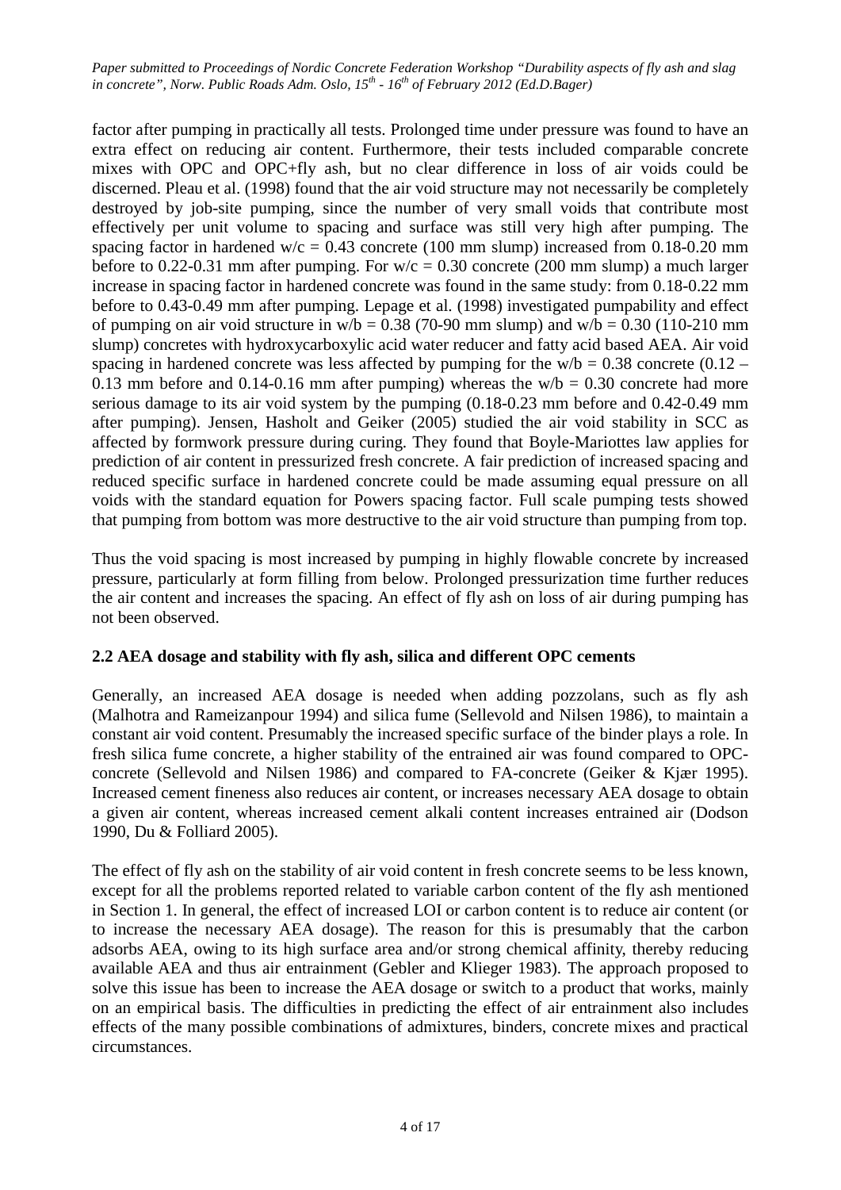factor after pumping in practically all tests. Prolonged time under pressure was found to have an extra effect on reducing air content. Furthermore, their tests included comparable concrete mixes with OPC and OPC+fly ash, but no clear difference in loss of air voids could be discerned. Pleau et al. (1998) found that the air void structure may not necessarily be completely destroyed by job-site pumping, since the number of very small voids that contribute most effectively per unit volume to spacing and surface was still very high after pumping. The spacing factor in hardened w/c = 0.43 concrete (100 mm slump) increased from 0.18-0.20 mm before to 0.22-0.31 mm after pumping. For w/c = 0.30 concrete (200 mm slump) a much larger increase in spacing factor in hardened concrete was found in the same study: from 0.18-0.22 mm before to 0.43-0.49 mm after pumping. Lepage et al. (1998) investigated pumpability and effect of pumping on air void structure in w/b = 0.38 (70-90 mm slump) and w/b = 0.30 (110-210 mm slump) concretes with hydroxycarboxylic acid water reducer and fatty acid based AEA. Air void spacing in hardened concrete was less affected by pumping for the w/b = 0.38 concrete (0.12 – 0.13 mm before and 0.14-0.16 mm after pumping) whereas the w/b = 0.30 concrete had more serious damage to its air void system by the pumping (0.18-0.23 mm before and 0.42-0.49 mm after pumping). Jensen, Hasholt and Geiker (2005) studied the air void stability in SCC as affected by formwork pressure during curing. They found that Boyle-Mariottes law applies for prediction of air content in pressurized fresh concrete. A fair prediction of increased spacing and reduced specific surface in hardened concrete could be made assuming equal pressure on all voids with the standard equation for Powers spacing factor. Full scale pumping tests showed that pumping from bottom was more destructive to the air void structure than pumping from top.

Thus the void spacing is most increased by pumping in highly flowable concrete by increased pressure, particularly at form filling from below. Prolonged pressurization time further reduces the air content and increases the spacing. An effect of fly ash on loss of air during pumping has not been observed.

## 2.2 AEA dosage and stability with fly ash, silica and different OPC cements

Generally, an increased AEA dosage is needed when adding pozzolans, such as fly ash (Malhotra and Rameizanpour 1994) and silica fume (Sellevold and Nilsen 1986), to maintain a constant air void content. Presumably the increased specific surface of the binder plays a role. In fresh silica fume concrete, a higher stability of the entrained air was found compared to OPC-concrete (Sellevold and Nilsen 1986) and compared to FA-concrete (Geiker & Kjær 1995). Increased cement fineness also reduces air content, or increases necessary AEA dosage to obtain a given air content, whereas increased cement alkali content increases entrained air (Dodson 1990, Du & Folliard 2005).

The effect of fly ash on the stability of air void content in fresh concrete seems to be less known, except for all the problems reported related to variable carbon content of the fly ash mentioned in Section 1. In general, the effect of increased LOI or carbon content is to reduce air content (or to increase the necessary AEA dosage). The reason for this is presumably that the carbon adsorbs AEA, owing to its high surface area and/or strong chemical affinity, thereby reducing available AEA and thus air entrainment (Gebler and Klieger 1983). The approach proposed to solve this issue has been to increase the AEA dosage or switch to a product that works, mainly on an empirical basis. The difficulties in predicting the effect of air entrainment also includes effects of the many possible combinations of admixtures, binders, concrete mixes and practical circumstances.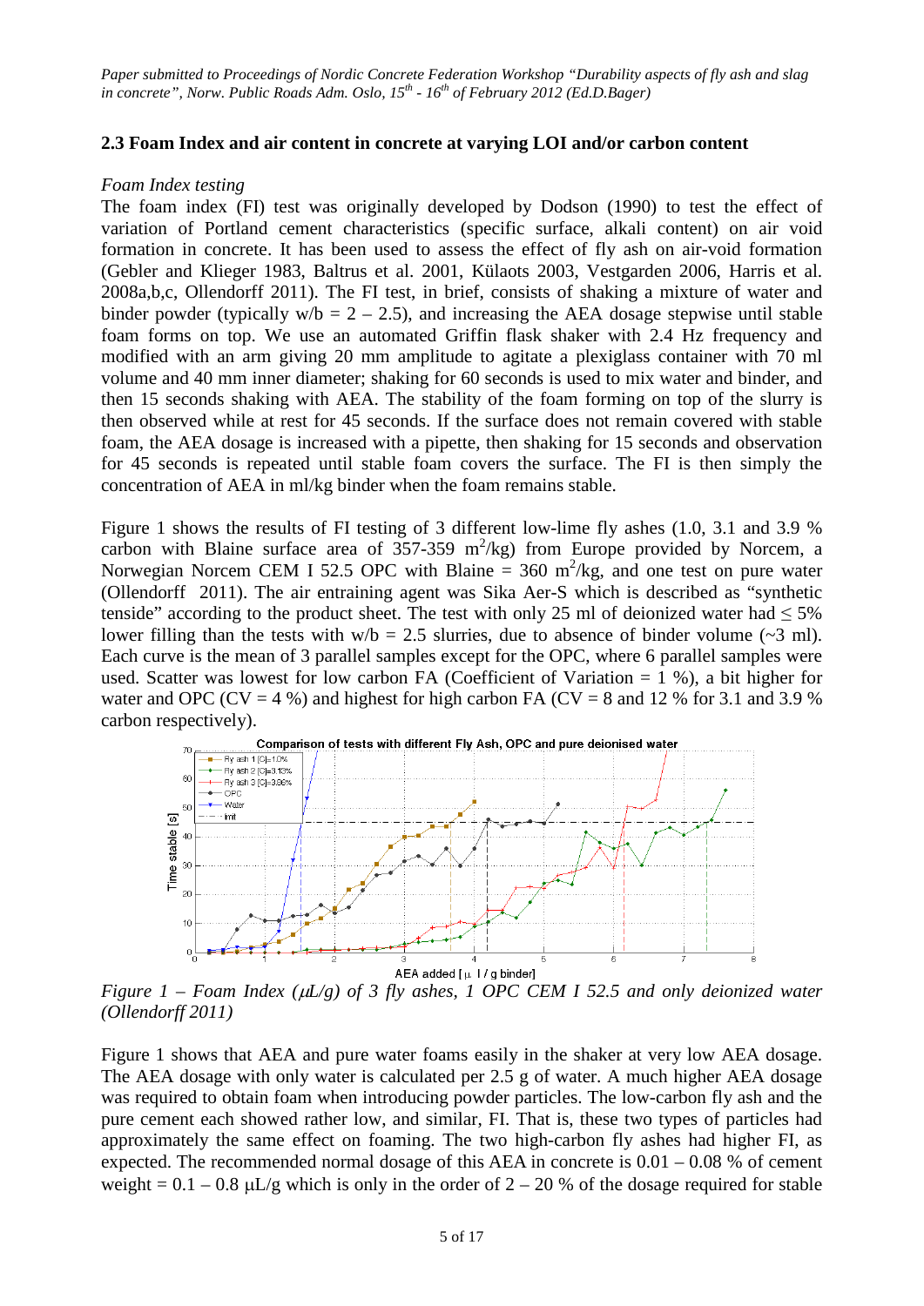## 2.3 Foam Index and air content in concrete at varying LOI and/or carbon content

*Foam Index testing*

The foam index (FI) test was originally developed by Dodson (1990) to test the effect of variation of Portland cement characteristics (specific surface, alkali content) on air void formation in concrete. It has been used to assess the effect of fly ash on air-void formation (Gebler and Klieger 1983, Baltrus et al. 2001, Külaots 2003, Vestgarden 2006, Harris et al. 2008a,b,c, Ollendorff 2011). The FI test, in brief, consists of shaking a mixture of water and binder powder (typically w/b = 2 – 2.5), and increasing the AEA dosage stepwise until stable foam forms on top. We use an automated Griffin flask shaker with 2.4 Hz frequency and modified with an arm giving 20 mm amplitude to agitate a plexiglass container with 70 ml volume and 40 mm inner diameter; shaking for 60 seconds is used to mix water and binder, and then 15 seconds shaking with AEA. The stability of the foam forming on top of the slurry is then observed while at rest for 45 seconds. If the surface does not remain covered with stable foam, the AEA dosage is increased with a pipette, then shaking for 15 seconds and observation for 45 seconds is repeated until stable foam covers the surface. The FI is then simply the concentration of AEA in ml/kg binder when the foam remains stable.

Figure 1 shows the results of FI testing of 3 different low-lime fly ashes (1.0, 3.1 and 3.9 % carbon with Blaine surface area of 357-359 $m^2/kg$) from Europe provided by Norcem, a Norwegian Norcem CEM I 52.5 OPC with Blaine = 360 $m^2/kg$, and one test on pure water (Ollendorff 2011). The air entraining agent was Sika Aer-S which is described as "synthetic tenside" according to the product sheet. The test with only 25 ml of deionized water had ≤ 5% lower filling than the tests with w/b = 2.5 slurries, due to absence of binder volume (~3 ml). Each curve is the mean of 3 parallel samples except for the OPC, where 6 parallel samples were used. Scatter was lowest for low carbon FA (Coefficient of Variation = 1 %), a bit higher for water and OPC (CV = 4 %) and highest for high carbon FA (CV = 8 and 12 % for 3.1 and 3.9 % carbon respectively).

*Figure 1 – Foam Index (μL/g) of 3 fly ashes, 1 OPC CEM I 52.5 and only deionized water (Ollendorff 2011)*

Figure 1 shows that AEA and pure water foams easily in the shaker at very low AEA dosage. The AEA dosage with only water is calculated per 2.5 g of water. A much higher AEA dosage was required to obtain foam when introducing powder particles. The low-carbon fly ash and the pure cement each showed rather low, and similar, FI. That is, these two types of particles had approximately the same effect on foaming. The two high-carbon fly ashes had higher FI, as expected. The recommended normal dosage of this AEA in concrete is 0.01 – 0.08 % of cement weight = 0.1 – 0.8 μL/g which is only in the order of 2 – 20 % of the dosage required for stable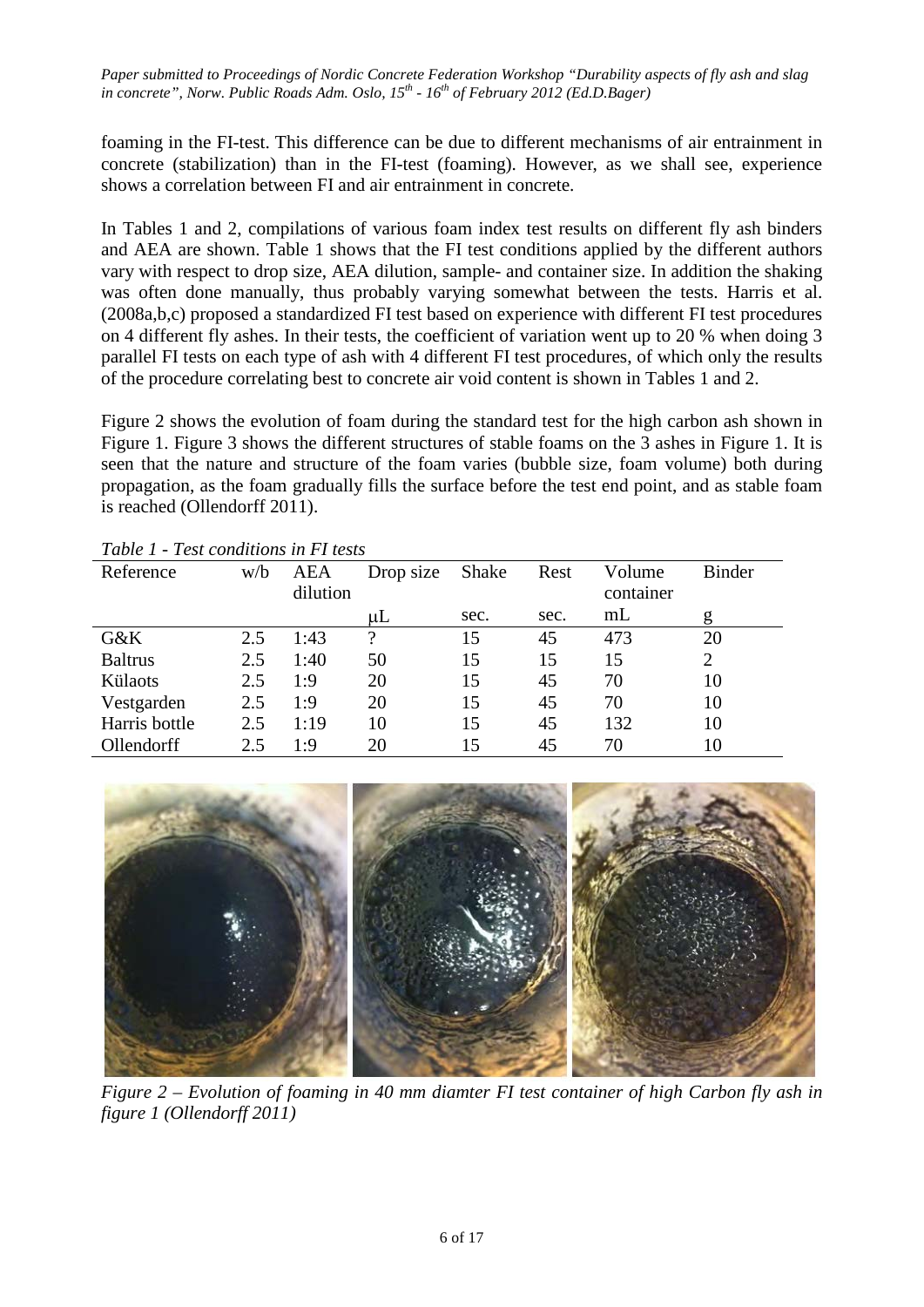foaming in the FI-test. This difference can be due to different mechanisms of air entrainment in concrete (stabilization) than in the FI-test (foaming). However, as we shall see, experience shows a correlation between FI and air entrainment in concrete.

In Tables 1 and 2, compilations of various foam index test results on different fly ash binders and AEA are shown. Table 1 shows that the FI test conditions applied by the different authors vary with respect to drop size, AEA dilution, sample- and container size. In addition the shaking was often done manually, thus probably varying somewhat between the tests. Harris et al. (2008a,b,c) proposed a standardized FI test based on experience with different FI test procedures on 4 different fly ashes. In their tests, the coefficient of variation went up to 20 % when doing 3 parallel FI tests on each type of ash with 4 different FI test procedures, of which only the results of the procedure correlating best to concrete air void content is shown in Tables 1 and 2.

Figure 2 shows the evolution of foam during the standard test for the high carbon ash shown in Figure 1. Figure 3 shows the different structures of stable foams on the 3 ashes in Figure 1. It is seen that the nature and structure of the foam varies (bubble size, foam volume) both during propagation, as the foam gradually fills the surface before the test end point, and as stable foam is reached (Ollendorff 2011).

*Table 1 - Test conditions in FI tests*

| Reference | w/b | AEA dilution | Drop size | Shake | Rest | Volume container | Binder |
|---|---|---|---|---|---|---|---|
| | | | μL | sec. | sec. | mL | g |
| G&K | 2.5 | 1:43 | ? | 15 | 45 | 473 | 20 |
| Baltrus | 2.5 | 1:40 | 50 | 15 | 15 | 15 | 2 |
| Külaots | 2.5 | 1:9 | 20 | 15 | 45 | 70 | 10 |
| Vestgarden | 2.5 | 1:9 | 20 | 15 | 45 | 70 | 10 |
| Harris bottle | 2.5 | 1:19 | 10 | 15 | 45 | 132 | 10 |
| Ollendorff | 2.5 | 1:9 | 20 | 15 | 45 | 70 | 10 |

*Figure 2 – Evolution of foaming in 40 mm diamter FI test container of high Carbon fly ash in figure 1 (Ollendorff 2011)*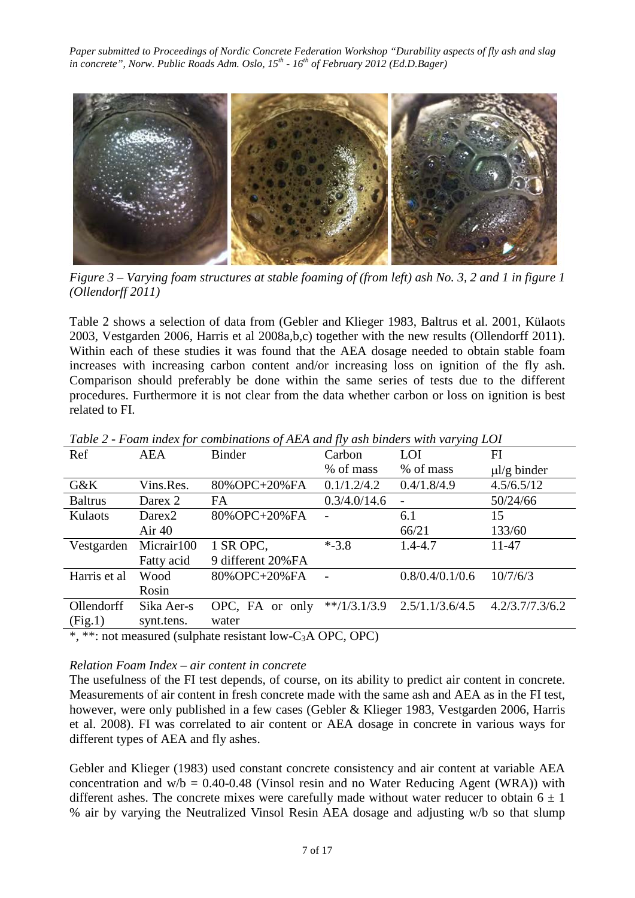*Figure 3 – Varying foam structures at stable foaming of (from left) ash No. 3, 2 and 1 in figure 1 (Ollendorff 2011)*

Table 2 shows a selection of data from (Gebler and Klieger 1983, Baltrus et al. 2001, Külaots 2003, Vestgarden 2006, Harris et al 2008a,b,c) together with the new results (Ollendorff 2011). Within each of these studies it was found that the AEA dosage needed to obtain stable foam increases with increasing carbon content and/or increasing loss on ignition of the fly ash. Comparison should preferably be done within the same series of tests due to the different procedures. Furthermore it is not clear from the data whether carbon or loss on ignition is best related to FI.

*Table 2 - Foam index for combinations of AEA and fly ash binders with varying LOI*

| Ref | AEA | Binder | Carbon<br>% of mass | LOI<br>% of mass | FI<br>μl/g binder |
|---|---|---|---|---|---|
| G&K | Vins.Res. | 80%OPC+20%FA | 0.1/1.2/4.2 | 0.4/1.8/4.9 | 4.5/6.5/12 |
| Baltrus | Darex 2 | FA | 0.3/4.0/14.6 | - | 50/24/66 |
| Kulaots | Darex2<br>Air 40 | 80%OPC+20%FA | - | 6.1<br>66/21 | 15<br>133/60 |
| Vestgarden | Micrair100<br>Fatty acid | 1 SR OPC,<br>9 different 20%FA | *-3.8 | 1.4-4.7 | 11-47 |
| Harris et al | Wood<br>Rosin | 80%OPC+20%FA | - | 0.8/0.4/0.1/0.6 | 10/7/6/3 |
| Ollendorff<br>(Fig.1) | Sika Aer-s<br>synt.tens. | OPC, FA or only water | **/1/3.1/3.9 | 2.5/1.1/3.6/4.5 | 4.2/3.7/7.3/6.2 |

*, **: not measured (sulphate resistant low-$C_3A$ OPC, OPC)

*Relation Foam Index – air content in concrete*

The usefulness of the FI test depends, of course, on its ability to predict air content in concrete. Measurements of air content in fresh concrete made with the same ash and AEA as in the FI test, however, were only published in a few cases (Gebler & Klieger 1983, Vestgarden 2006, Harris et al. 2008). FI was correlated to air content or AEA dosage in concrete in various ways for different types of AEA and fly ashes.

Gebler and Klieger (1983) used constant concrete consistency and air content at variable AEA concentration and w/b = 0.40-0.48 (Vinsol resin and no Water Reducing Agent (WRA)) with different ashes. The concrete mixes were carefully made without water reducer to obtain 6 ± 1 % air by varying the Neutralized Vinsol Resin AEA dosage and adjusting w/b so that slump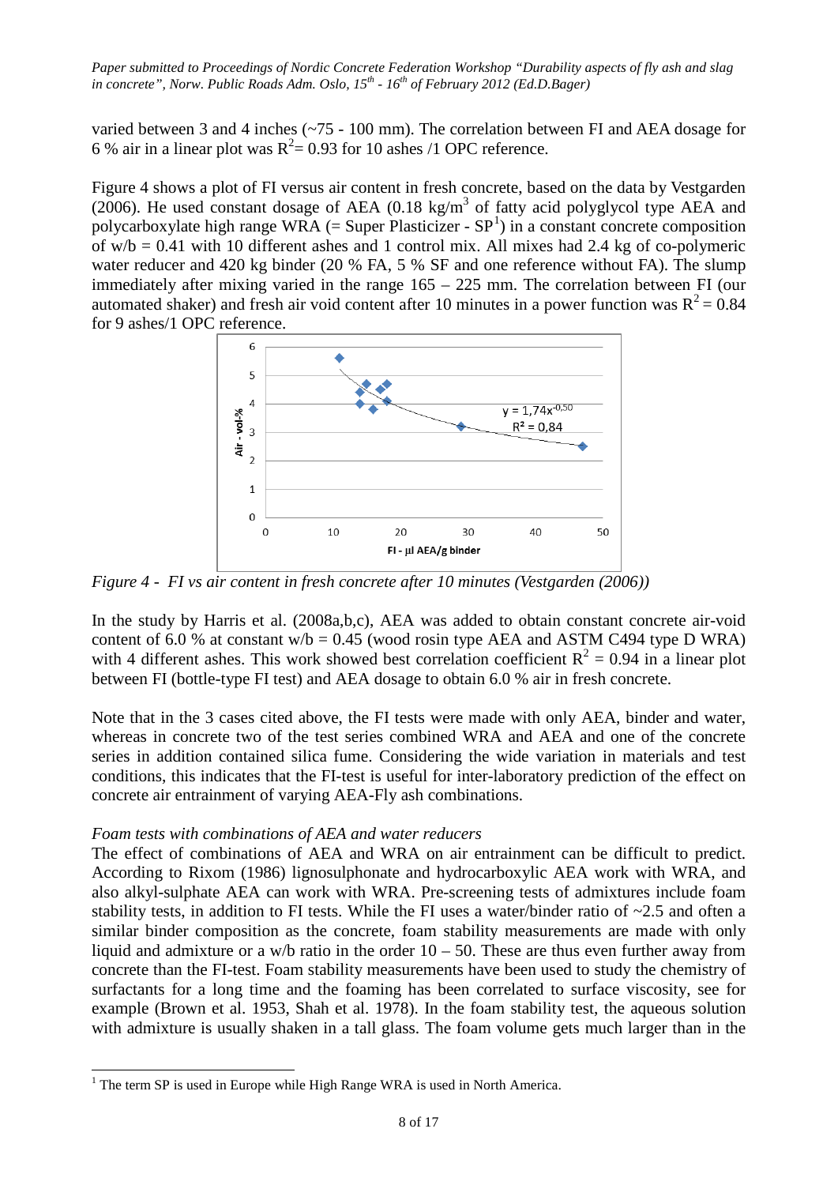varied between 3 and 4 inches (~75 - 100 mm). The correlation between FI and AEA dosage for 6 % air in a linear plot was $R^2 = 0.93$ for 10 ashes /1 OPC reference.

Figure 4 shows a plot of FI versus air content in fresh concrete, based on the data by Vestgarden (2006). He used constant dosage of AEA (0.18 kg/$m^3$ of fatty acid polyglycol type AEA and polycarboxylate high range WRA (= Super Plasticizer - SP[1]) in a constant concrete composition of w/b = 0.41 with 10 different ashes and 1 control mix. All mixes had 2.4 kg of co-polymeric water reducer and 420 kg binder (20 % FA, 5 % SF and one reference without FA). The slump immediately after mixing varied in the range 165 – 225 mm. The correlation between FI (our automated shaker) and fresh air void content after 10 minutes in a power function was $R^2 = 0.84$ for 9 ashes/1 OPC reference.

*Figure 4 - FI vs air content in fresh concrete after 10 minutes (Vestgarden (2006))*

In the study by Harris et al. (2008a,b,c), AEA was added to obtain constant concrete air-void content of 6.0 % at constant w/b = 0.45 (wood rosin type AEA and ASTM C494 type D WRA) with 4 different ashes. This work showed best correlation coefficient $R^2 = 0.94$ in a linear plot between FI (bottle-type FI test) and AEA dosage to obtain 6.0 % air in fresh concrete.

Note that in the 3 cases cited above, the FI tests were made with only AEA, binder and water, whereas in concrete two of the test series combined WRA and AEA and one of the concrete series in addition contained silica fume. Considering the wide variation in materials and test conditions, this indicates that the FI-test is useful for inter-laboratory prediction of the effect on concrete air entrainment of varying AEA-Fly ash combinations.

*Foam tests with combinations of AEA and water reducers*

The effect of combinations of AEA and WRA on air entrainment can be difficult to predict. According to Rixom (1986) lignosulphonate and hydrocarboxylic AEA work with WRA, and also alkyl-sulphate AEA can work with WRA. Pre-screening tests of admixtures include foam stability tests, in addition to FI tests. While the FI uses a water/binder ratio of ~2.5 and often a similar binder composition as the concrete, foam stability measurements are made with only liquid and admixture or a w/b ratio in the order 10 – 50. These are thus even further away from concrete than the FI-test. Foam stability measurements have been used to study the chemistry of surfactants for a long time and the foaming has been correlated to surface viscosity, see for example (Brown et al. 1953, Shah et al. 1978). In the foam stability test, the aqueous solution with admixture is usually shaken in a tall glass. The foam volume gets much larger than in the

[1] The term SP is used in Europe while High Range WRA is used in North America.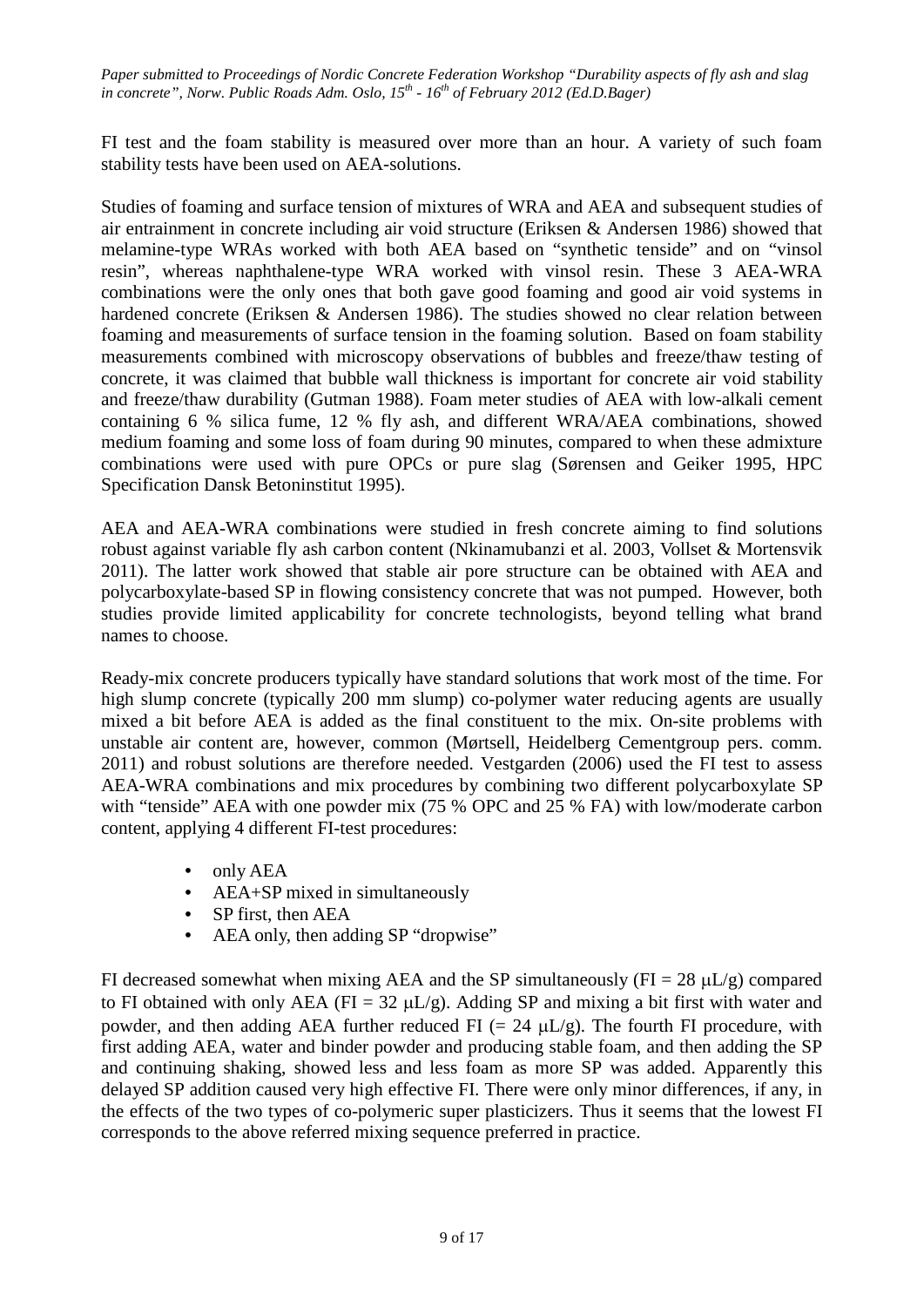FI test and the foam stability is measured over more than an hour. A variety of such foam stability tests have been used on AEA-solutions.

Studies of foaming and surface tension of mixtures of WRA and AEA and subsequent studies of air entrainment in concrete including air void structure (Eriksen & Andersen 1986) showed that melamine-type WRAs worked with both AEA based on "synthetic tenside" and on "vinsol resin", whereas naphthalene-type WRA worked with vinsol resin. These 3 AEA-WRA combinations were the only ones that both gave good foaming and good air void systems in hardened concrete (Eriksen & Andersen 1986). The studies showed no clear relation between foaming and measurements of surface tension in the foaming solution. Based on foam stability measurements combined with microscopy observations of bubbles and freeze/thaw testing of concrete, it was claimed that bubble wall thickness is important for concrete air void stability and freeze/thaw durability (Gutman 1988). Foam meter studies of AEA with low-alkali cement containing 6 % silica fume, 12 % fly ash, and different WRA/AEA combinations, showed medium foaming and some loss of foam during 90 minutes, compared to when these admixture combinations were used with pure OPCs or pure slag (Sørensen and Geiker 1995, HPC Specification Dansk Betoninstitut 1995).

AEA and AEA-WRA combinations were studied in fresh concrete aiming to find solutions robust against variable fly ash carbon content (Nkinamubanzi et al. 2003, Vollset & Mortensvik 2011). The latter work showed that stable air pore structure can be obtained with AEA and polycarboxylate-based SP in flowing consistency concrete that was not pumped. However, both studies provide limited applicability for concrete technologists, beyond telling what brand names to choose.

Ready-mix concrete producers typically have standard solutions that work most of the time. For high slump concrete (typically 200 mm slump) co-polymer water reducing agents are usually mixed a bit before AEA is added as the final constituent to the mix. On-site problems with unstable air content are, however, common (Mørtsell, Heidelberg Cementgroup pers. comm. 2011) and robust solutions are therefore needed. Vestgarden (2006) used the FI test to assess AEA-WRA combinations and mix procedures by combining two different polycarboxylate SP with "tenside" AEA with one powder mix (75 % OPC and 25 % FA) with low/moderate carbon content, applying 4 different FI-test procedures:

- only AEA
- AEA+SP mixed in simultaneously
- SP first, then AEA
- AEA only, then adding SP "dropwise"

FI decreased somewhat when mixing AEA and the SP simultaneously (FI = 28 μL/g) compared to FI obtained with only AEA (FI = 32 μL/g). Adding SP and mixing a bit first with water and powder, and then adding AEA further reduced FI (= 24 μL/g). The fourth FI procedure, with first adding AEA, water and binder powder and producing stable foam, and then adding the SP and continuing shaking, showed less and less foam as more SP was added. Apparently this delayed SP addition caused very high effective FI. There were only minor differences, if any, in the effects of the two types of co-polymeric super plasticizers. Thus it seems that the lowest FI corresponds to the above referred mixing sequence preferred in practice.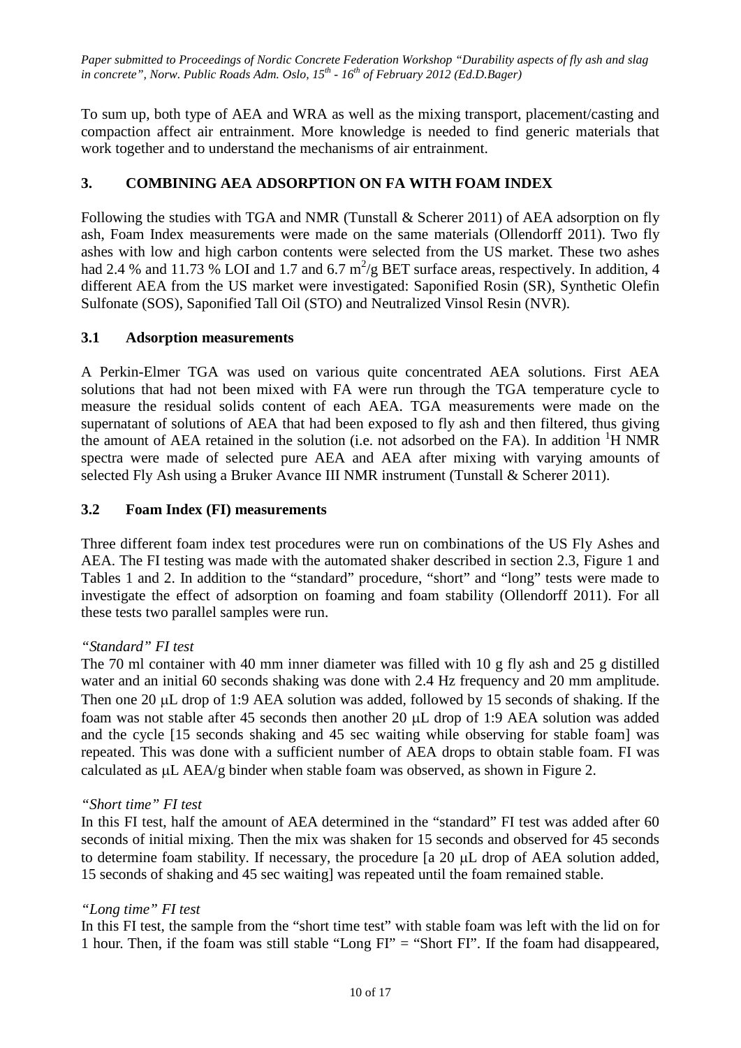To sum up, both type of AEA and WRA as well as the mixing transport, placement/casting and compaction affect air entrainment. More knowledge is needed to find generic materials that work together and to understand the mechanisms of air entrainment.

## 3. COMBINING AEA ADSORPTION ON FA WITH FOAM INDEX

Following the studies with TGA and NMR (Tunstall & Scherer 2011) of AEA adsorption on fly ash, Foam Index measurements were made on the same materials (Ollendorff 2011). Two fly ashes with low and high carbon contents were selected from the US market. These two ashes had 2.4 % and 11.73 % LOI and 1.7 and 6.7 $m^2/g$ BET surface areas, respectively. In addition, 4 different AEA from the US market were investigated: Saponified Rosin (SR), Synthetic Olefin Sulfonate (SOS), Saponified Tall Oil (STO) and Neutralized Vinsol Resin (NVR).

### 3.1 Adsorption measurements

A Perkin-Elmer TGA was used on various quite concentrated AEA solutions. First AEA solutions that had not been mixed with FA were run through the TGA temperature cycle to measure the residual solids content of each AEA. TGA measurements were made on the supernatant of solutions of AEA that had been exposed to fly ash and then filtered, thus giving the amount of AEA retained in the solution (i.e. not adsorbed on the FA). In addition $^1H$ NMR spectra were made of selected pure AEA and AEA after mixing with varying amounts of selected Fly Ash using a Bruker Avance III NMR instrument (Tunstall & Scherer 2011).

### 3.2 Foam Index (FI) measurements

Three different foam index test procedures were run on combinations of the US Fly Ashes and AEA. The FI testing was made with the automated shaker described in section 2.3, Figure 1 and Tables 1 and 2. In addition to the "standard" procedure, "short" and "long" tests were made to investigate the effect of adsorption on foaming and foam stability (Ollendorff 2011). For all these tests two parallel samples were run.

*"Standard" FI test*

The 70 ml container with 40 mm inner diameter was filled with 10 g fly ash and 25 g distilled water and an initial 60 seconds shaking was done with 2.4 Hz frequency and 20 mm amplitude. Then one 20 μL drop of 1:9 AEA solution was added, followed by 15 seconds of shaking. If the foam was not stable after 45 seconds then another 20 μL drop of 1:9 AEA solution was added and the cycle [15 seconds shaking and 45 sec waiting while observing for stable foam] was repeated. This was done with a sufficient number of AEA drops to obtain stable foam. FI was calculated as μL AEA/g binder when stable foam was observed, as shown in Figure 2.

*"Short time" FI test*

In this FI test, half the amount of AEA determined in the "standard" FI test was added after 60 seconds of initial mixing. Then the mix was shaken for 15 seconds and observed for 45 seconds to determine foam stability. If necessary, the procedure [a 20 μL drop of AEA solution added, 15 seconds of shaking and 45 sec waiting] was repeated until the foam remained stable.

*"Long time" FI test*

In this FI test, the sample from the "short time test" with stable foam was left with the lid on for 1 hour. Then, if the foam was still stable "Long FI" = "Short FI". If the foam had disappeared,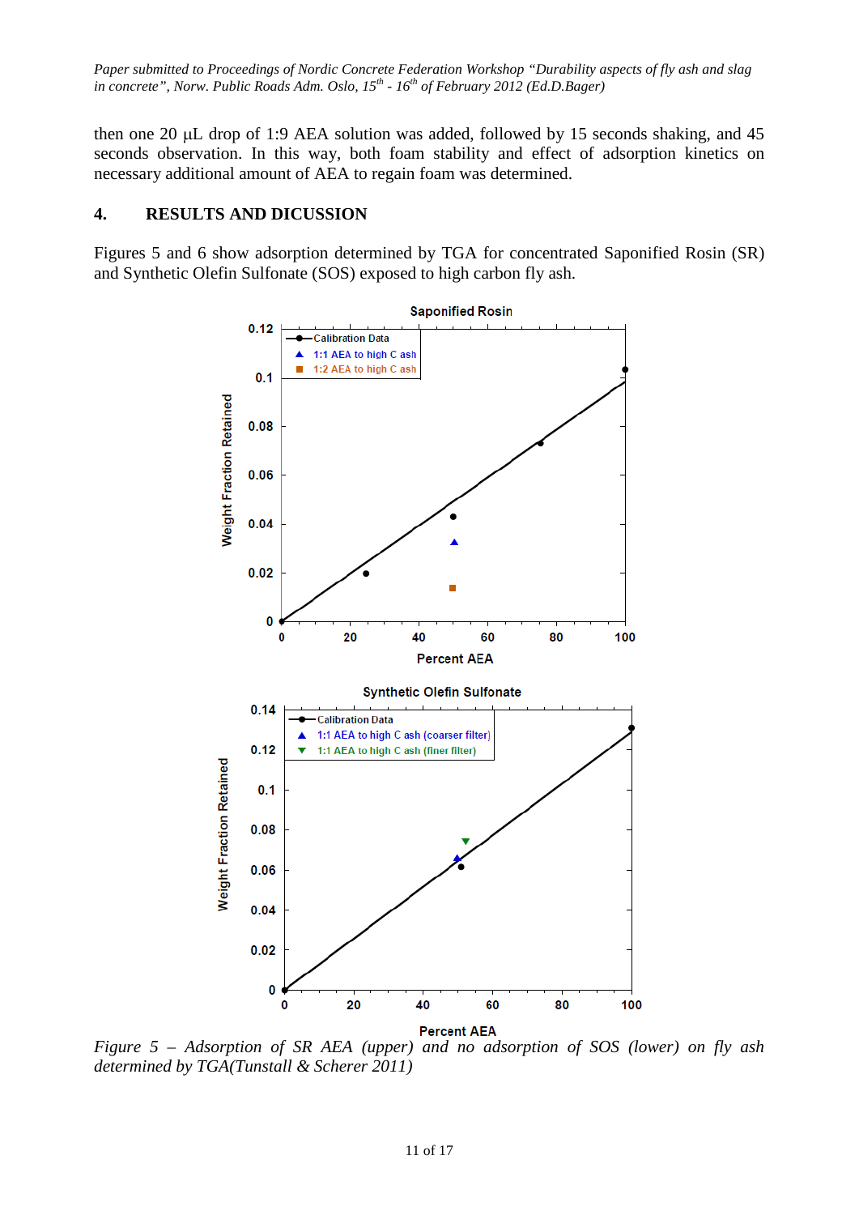then one 20 μL drop of 1:9 AEA solution was added, followed by 15 seconds shaking, and 45 seconds observation. In this way, both foam stability and effect of adsorption kinetics on necessary additional amount of AEA to regain foam was determined.

## 4. RESULTS AND DICUSSION

Figures 5 and 6 show adsorption determined by TGA for concentrated Saponified Rosin (SR) and Synthetic Olefin Sulfonate (SOS) exposed to high carbon fly ash.

*Figure 5 – Adsorption of SR AEA (upper) and no adsorption of SOS (lower) on fly ash determined by TGA(Tunstall & Scherer 2011)*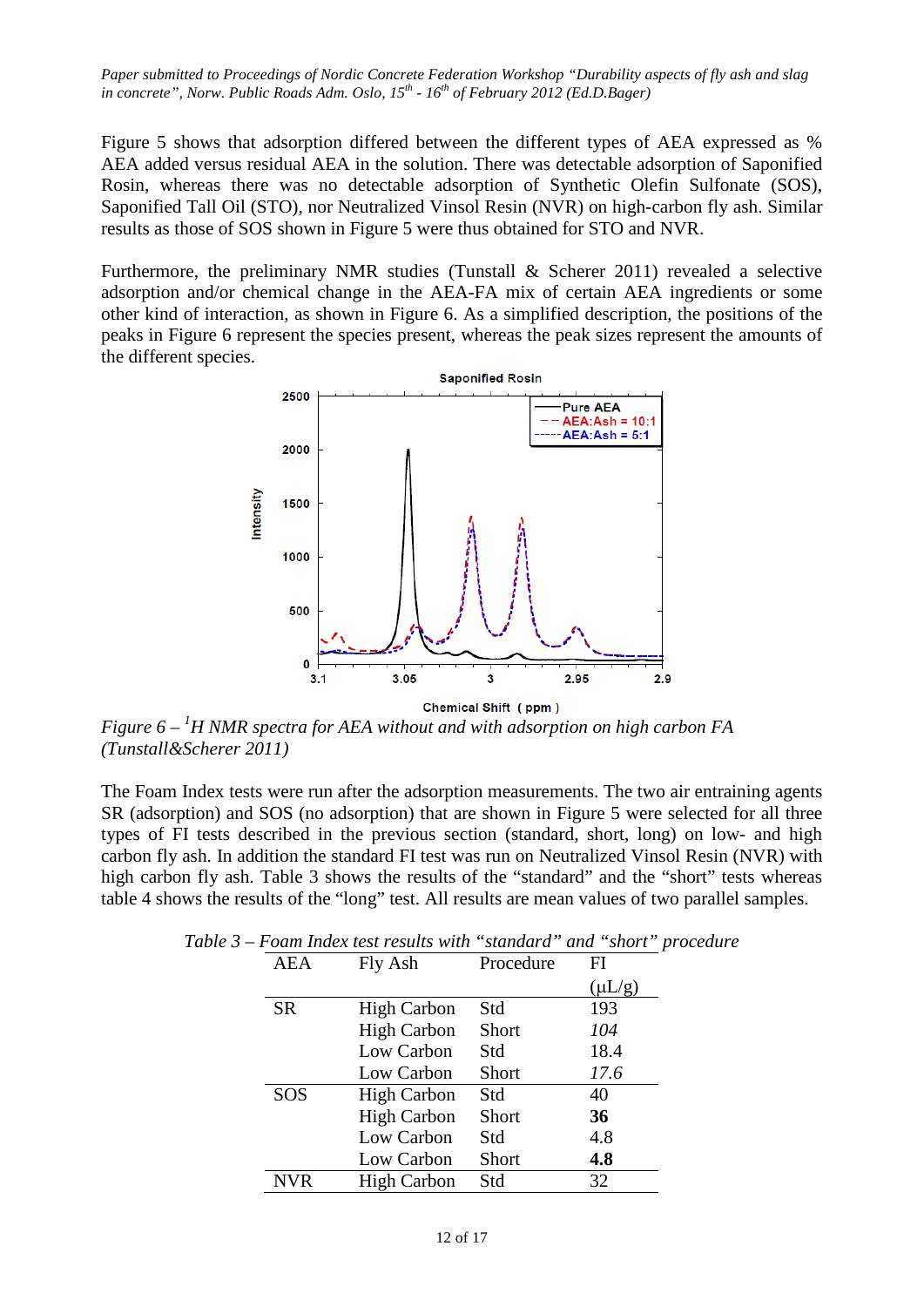Figure 5 shows that adsorption differed between the different types of AEA expressed as % AEA added versus residual AEA in the solution. There was detectable adsorption of Saponified Rosin, whereas there was no detectable adsorption of Synthetic Olefin Sulfonate (SOS), Saponified Tall Oil (STO), nor Neutralized Vinsol Resin (NVR) on high-carbon fly ash. Similar results as those of SOS shown in Figure 5 were thus obtained for STO and NVR.

Furthermore, the preliminary NMR studies (Tunstall & Scherer 2011) revealed a selective adsorption and/or chemical change in the AEA-FA mix of certain AEA ingredients or some other kind of interaction, as shown in Figure 6. As a simplified description, the positions of the peaks in Figure 6 represent the species present, whereas the peak sizes represent the amounts of the different species.

*Figure 6 – $^1$H NMR spectra for AEA without and with adsorption on high carbon FA (Tunstall&Scherer 2011)*

The Foam Index tests were run after the adsorption measurements. The two air entraining agents SR (adsorption) and SOS (no adsorption) that are shown in Figure 5 were selected for all three types of FI tests described in the previous section (standard, short, long) on low- and high carbon fly ash. In addition the standard FI test was run on Neutralized Vinsol Resin (NVR) with high carbon fly ash. Table 3 shows the results of the "standard" and the "short" tests whereas table 4 shows the results of the "long" test. All results are mean values of two parallel samples.

*Table 3 – Foam Index test results with "standard" and "short" procedure*

| AEA | Fly Ash | Procedure | FI (μL/g) |
|---|---|---|---|
| SR | High Carbon | Std | 193 |
| | High Carbon | Short | *104* |
| | Low Carbon | Std | 18.4 |
| | Low Carbon | Short | *17.6* |
| SOS | High Carbon | Std | 40 |
| | High Carbon | Short | **36** |
| | Low Carbon | Std | 4.8 |
| | Low Carbon | Short | **4.8** |
| NVR | High Carbon | Std | 32 |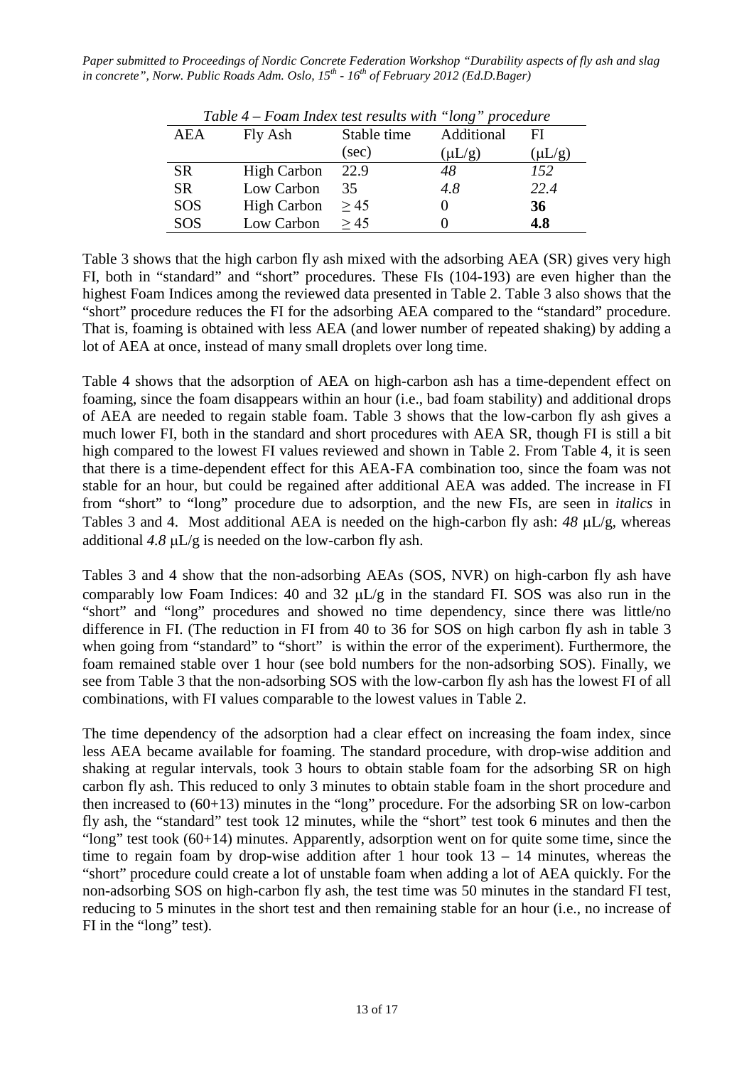*Table 4 – Foam Index test results with "long" procedure*

| AEA | Fly Ash | Stable time (sec) | Additional (μL/g) | FI (μL/g) |
|---|---|---|---|---|
| SR | High Carbon | 22.9 | *48* | *152* |
| SR | Low Carbon | 35 | *4.8* | *22.4* |
| SOS | High Carbon | ≥ 45 | 0 | **36** |
| SOS | Low Carbon | ≥ 45 | 0 | **4.8** |

Table 3 shows that the high carbon fly ash mixed with the adsorbing AEA (SR) gives very high FI, both in "standard" and "short" procedures. These FIs (104-193) are even higher than the highest Foam Indices among the reviewed data presented in Table 2. Table 3 also shows that the "short" procedure reduces the FI for the adsorbing AEA compared to the "standard" procedure. That is, foaming is obtained with less AEA (and lower number of repeated shaking) by adding a lot of AEA at once, instead of many small droplets over long time.

Table 4 shows that the adsorption of AEA on high-carbon ash has a time-dependent effect on foaming, since the foam disappears within an hour (i.e., bad foam stability) and additional drops of AEA are needed to regain stable foam. Table 3 shows that the low-carbon fly ash gives a much lower FI, both in the standard and short procedures with AEA SR, though FI is still a bit high compared to the lowest FI values reviewed and shown in Table 2. From Table 4, it is seen that there is a time-dependent effect for this AEA-FA combination too, since the foam was not stable for an hour, but could be regained after additional AEA was added. The increase in FI from "short" to "long" procedure due to adsorption, and the new FIs, are seen in *italics* in Tables 3 and 4. Most additional AEA is needed on the high-carbon fly ash: *48* μL/g, whereas additional *4.8* μL/g is needed on the low-carbon fly ash.

Tables 3 and 4 show that the non-adsorbing AEAs (SOS, NVR) on high-carbon fly ash have comparably low Foam Indices: 40 and 32 μL/g in the standard FI. SOS was also run in the "short" and "long" procedures and showed no time dependency, since there was little/no difference in FI. (The reduction in FI from 40 to 36 for SOS on high carbon fly ash in table 3 when going from "standard" to "short" is within the error of the experiment). Furthermore, the foam remained stable over 1 hour (see bold numbers for the non-adsorbing SOS). Finally, we see from Table 3 that the non-adsorbing SOS with the low-carbon fly ash has the lowest FI of all combinations, with FI values comparable to the lowest values in Table 2.

The time dependency of the adsorption had a clear effect on increasing the foam index, since less AEA became available for foaming. The standard procedure, with drop-wise addition and shaking at regular intervals, took 3 hours to obtain stable foam for the adsorbing SR on high carbon fly ash. This reduced to only 3 minutes to obtain stable foam in the short procedure and then increased to (60+13) minutes in the "long" procedure. For the adsorbing SR on low-carbon fly ash, the "standard" test took 12 minutes, while the "short" test took 6 minutes and then the "long" test took (60+14) minutes. Apparently, adsorption went on for quite some time, since the time to regain foam by drop-wise addition after 1 hour took 13 – 14 minutes, whereas the "short" procedure could create a lot of unstable foam when adding a lot of AEA quickly. For the non-adsorbing SOS on high-carbon fly ash, the test time was 50 minutes in the standard FI test, reducing to 5 minutes in the short test and then remaining stable for an hour (i.e., no increase of FI in the "long" test).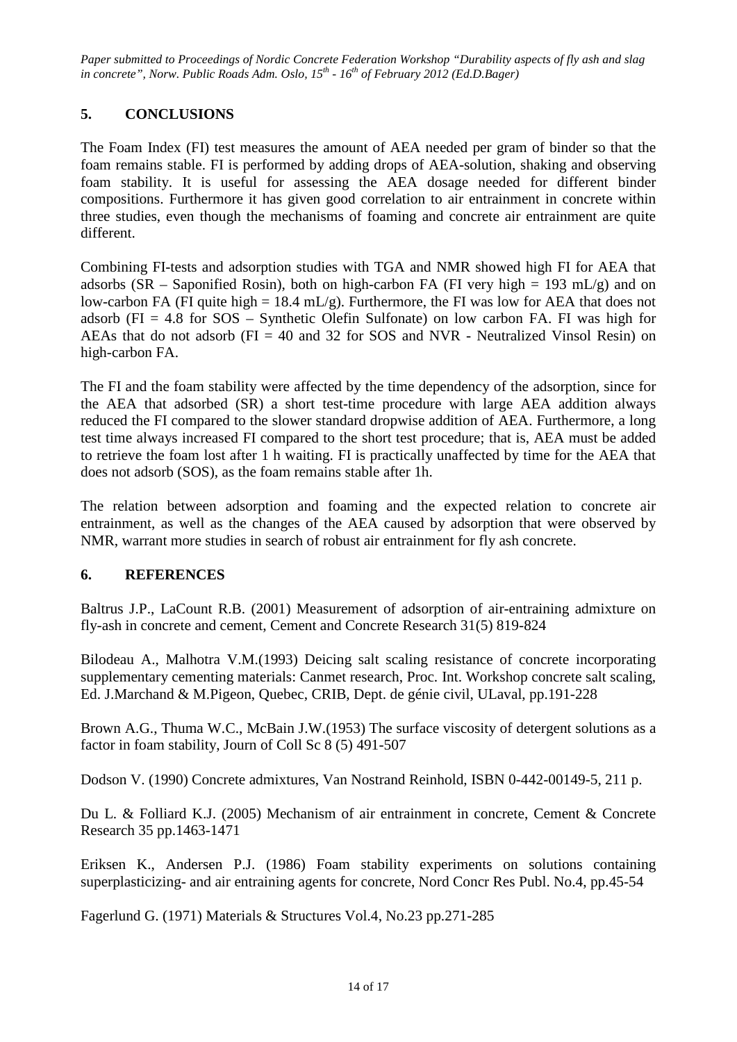## 5. CONCLUSIONS

The Foam Index (FI) test measures the amount of AEA needed per gram of binder so that the foam remains stable. FI is performed by adding drops of AEA-solution, shaking and observing foam stability. It is useful for assessing the AEA dosage needed for different binder compositions. Furthermore it has given good correlation to air entrainment in concrete within three studies, even though the mechanisms of foaming and concrete air entrainment are quite different.

Combining FI-tests and adsorption studies with TGA and NMR showed high FI for AEA that adsorbs (SR – Saponified Rosin), both on high-carbon FA (FI very high = 193 mL/g) and on low-carbon FA (FI quite high = 18.4 mL/g). Furthermore, the FI was low for AEA that does not adsorb (FI = 4.8 for SOS – Synthetic Olefin Sulfonate) on low carbon FA. FI was high for AEAs that do not adsorb (FI = 40 and 32 for SOS and NVR - Neutralized Vinsol Resin) on high-carbon FA.

The FI and the foam stability were affected by the time dependency of the adsorption, since for the AEA that adsorbed (SR) a short test-time procedure with large AEA addition always reduced the FI compared to the slower standard dropwise addition of AEA. Furthermore, a long test time always increased FI compared to the short test procedure; that is, AEA must be added to retrieve the foam lost after 1 h waiting. FI is practically unaffected by time for the AEA that does not adsorb (SOS), as the foam remains stable after 1h.

The relation between adsorption and foaming and the expected relation to concrete air entrainment, as well as the changes of the AEA caused by adsorption that were observed by NMR, warrant more studies in search of robust air entrainment for fly ash concrete.

## 6. REFERENCES

Baltrus J.P., LaCount R.B. (2001) Measurement of adsorption of air-entraining admixture on fly-ash in concrete and cement, Cement and Concrete Research 31(5) 819-824

Bilodeau A., Malhotra V.M.(1993) Deicing salt scaling resistance of concrete incorporating supplementary cementing materials: Canmet research, Proc. Int. Workshop concrete salt scaling, Ed. J.Marchand & M.Pigeon, Quebec, CRIB, Dept. de génie civil, ULaval, pp.191-228

Brown A.G., Thuma W.C., McBain J.W.(1953) The surface viscosity of detergent solutions as a factor in foam stability, Journ of Coll Sc 8 (5) 491-507

Dodson V. (1990) Concrete admixtures, Van Nostrand Reinhold, ISBN 0-442-00149-5, 211 p.

Du L. & Folliard K.J. (2005) Mechanism of air entrainment in concrete, Cement & Concrete Research 35 pp.1463-1471

Eriksen K., Andersen P.J. (1986) Foam stability experiments on solutions containing superplasticizing- and air entraining agents for concrete, Nord Concr Res Publ. No.4, pp.45-54

Fagerlund G. (1971) Materials & Structures Vol.4, No.23 pp.271-285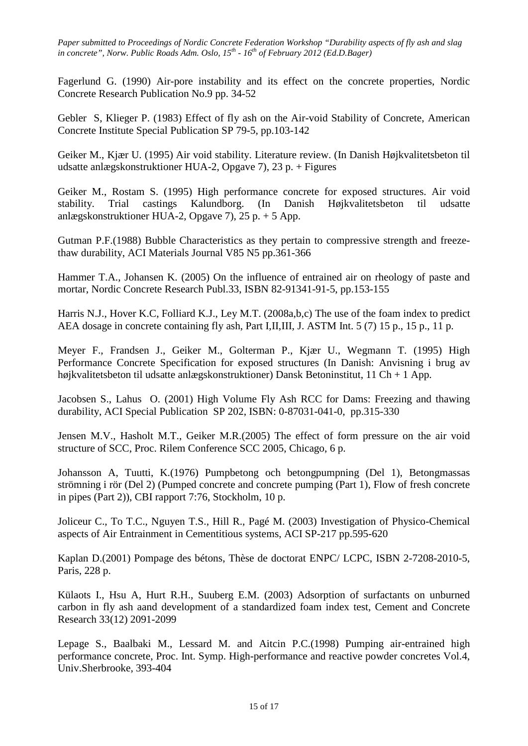Fagerlund G. (1990) Air-pore instability and its effect on the concrete properties, Nordic Concrete Research Publication No.9 pp. 34-52

Gebler S, Klieger P. (1983) Effect of fly ash on the Air-void Stability of Concrete, American Concrete Institute Special Publication SP 79-5, pp.103-142

Geiker M., Kjær U. (1995) Air void stability. Literature review. (In Danish Højkvalitetsbeton til udsatte anlægskonstruktioner HUA-2, Opgave 7), 23 p. + Figures

Geiker M., Rostam S. (1995) High performance concrete for exposed structures. Air void stability. Trial castings Kalundborg. (In Danish Højkvalitetsbeton til udsatte anlægskonstruktioner HUA-2, Opgave 7), 25 p. + 5 App.

Gutman P.F.(1988) Bubble Characteristics as they pertain to compressive strength and freeze-thaw durability, ACI Materials Journal V85 N5 pp.361-366

Hammer T.A., Johansen K. (2005) On the influence of entrained air on rheology of paste and mortar, Nordic Concrete Research Publ.33, ISBN 82-91341-91-5, pp.153-155

Harris N.J., Hover K.C, Folliard K.J., Ley M.T. (2008a,b,c) The use of the foam index to predict AEA dosage in concrete containing fly ash, Part I,II,III, J. ASTM Int. 5 (7) 15 p., 15 p., 11 p.

Meyer F., Frandsen J., Geiker M., Golterman P., Kjær U., Wegmann T. (1995) High Performance Concrete Specification for exposed structures (In Danish: Anvisning i brug av højkvalitetsbeton til udsatte anlægskonstruktioner) Dansk Betoninstitut, 11 Ch + 1 App.

Jacobsen S., Lahus O. (2001) High Volume Fly Ash RCC for Dams: Freezing and thawing durability, ACI Special Publication SP 202, ISBN: 0-87031-041-0, pp.315-330

Jensen M.V., Hasholt M.T., Geiker M.R.(2005) The effect of form pressure on the air void structure of SCC, Proc. Rilem Conference SCC 2005, Chicago, 6 p.

Johansson A, Tuutti, K.(1976) Pumpbetong och betongpumpning (Del 1), Betongmassas strömning i rör (Del 2) (Pumped concrete and concrete pumping (Part 1), Flow of fresh concrete in pipes (Part 2)), CBI rapport 7:76, Stockholm, 10 p.

Joliceur C., To T.C., Nguyen T.S., Hill R., Pagé M. (2003) Investigation of Physico-Chemical aspects of Air Entrainment in Cementitious systems, ACI SP-217 pp.595-620

Kaplan D.(2001) Pompage des bétons, Thèse de doctorat ENPC/ LCPC, ISBN 2-7208-2010-5, Paris, 228 p.

Külaots I., Hsu A, Hurt R.H., Suuberg E.M. (2003) Adsorption of surfactants on unburned carbon in fly ash aand development of a standardized foam index test, Cement and Concrete Research 33(12) 2091-2099

Lepage S., Baalbaki M., Lessard M. and Aitcin P.C.(1998) Pumping air-entrained high performance concrete, Proc. Int. Symp. High-performance and reactive powder concretes Vol.4, Univ.Sherbrooke, 393-404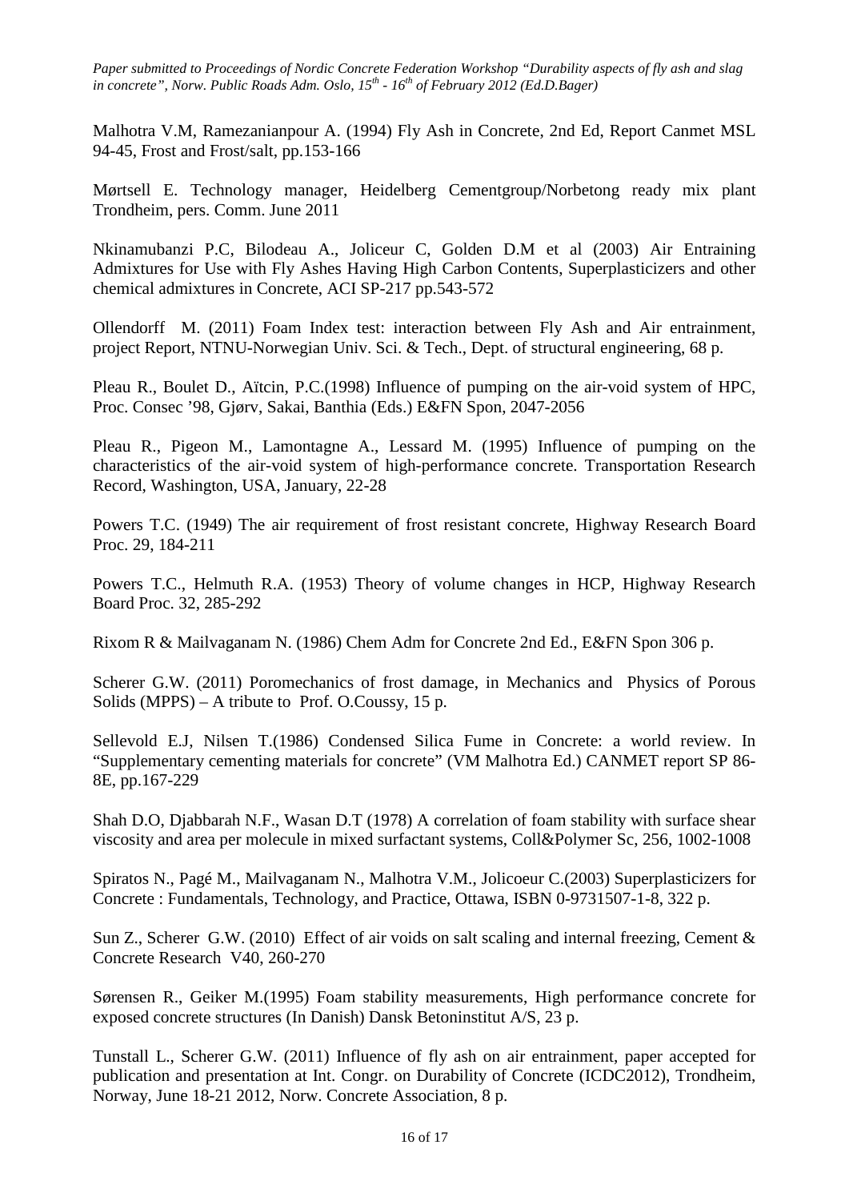Malhotra V.M, Ramezanianpour A. (1994) Fly Ash in Concrete, 2nd Ed, Report Canmet MSL 94-45, Frost and Frost/salt, pp.153-166

Mørtsell E. Technology manager, Heidelberg Cementgroup/Norbetong ready mix plant Trondheim, pers. Comm. June 2011

Nkinamubanzi P.C, Bilodeau A., Joliceur C, Golden D.M et al (2003) Air Entraining Admixtures for Use with Fly Ashes Having High Carbon Contents, Superplasticizers and other chemical admixtures in Concrete, ACI SP-217 pp.543-572

Ollendorff M. (2011) Foam Index test: interaction between Fly Ash and Air entrainment, project Report, NTNU-Norwegian Univ. Sci. & Tech., Dept. of structural engineering, 68 p.

Pleau R., Boulet D., Aïtcin, P.C.(1998) Influence of pumping on the air-void system of HPC, Proc. Consec '98, Gjørv, Sakai, Banthia (Eds.) E&FN Spon, 2047-2056

Pleau R., Pigeon M., Lamontagne A., Lessard M. (1995) Influence of pumping on the characteristics of the air-void system of high-performance concrete. Transportation Research Record, Washington, USA, January, 22-28

Powers T.C. (1949) The air requirement of frost resistant concrete, Highway Research Board Proc. 29, 184-211

Powers T.C., Helmuth R.A. (1953) Theory of volume changes in HCP, Highway Research Board Proc. 32, 285-292

Rixom R & Mailvaganam N. (1986) Chem Adm for Concrete 2nd Ed., E&FN Spon 306 p.

Scherer G.W. (2011) Poromechanics of frost damage, in Mechanics and Physics of Porous Solids (MPPS) – A tribute to Prof. O.Coussy, 15 p.

Sellevold E.J, Nilsen T.(1986) Condensed Silica Fume in Concrete: a world review. In "Supplementary cementing materials for concrete" (VM Malhotra Ed.) CANMET report SP 86-8E, pp.167-229

Shah D.O, Djabbarah N.F., Wasan D.T (1978) A correlation of foam stability with surface shear viscosity and area per molecule in mixed surfactant systems, Coll&Polymer Sc, 256, 1002-1008

Spiratos N., Pagé M., Mailvaganam N., Malhotra V.M., Jolicoeur C.(2003) Superplasticizers for Concrete : Fundamentals, Technology, and Practice, Ottawa, ISBN 0-9731507-1-8, 322 p.

Sun Z., Scherer G.W. (2010) Effect of air voids on salt scaling and internal freezing, Cement & Concrete Research V40, 260-270

Sørensen R., Geiker M.(1995) Foam stability measurements, High performance concrete for exposed concrete structures (In Danish) Dansk Betoninstitut A/S, 23 p.

Tunstall L., Scherer G.W. (2011) Influence of fly ash on air entrainment, paper accepted for publication and presentation at Int. Congr. on Durability of Concrete (ICDC2012), Trondheim, Norway, June 18-21 2012, Norw. Concrete Association, 8 p.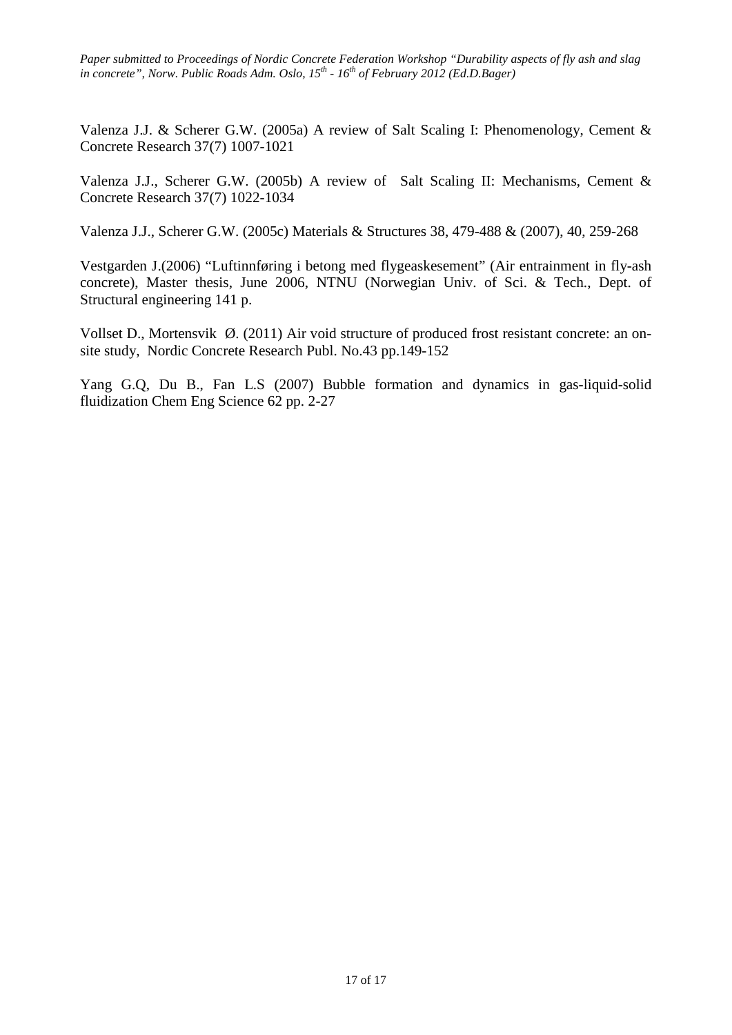Valenza J.J. & Scherer G.W. (2005a) A review of Salt Scaling I: Phenomenology, Cement & Concrete Research 37(7) 1007-1021

Valenza J.J., Scherer G.W. (2005b) A review of Salt Scaling II: Mechanisms, Cement & Concrete Research 37(7) 1022-1034

Valenza J.J., Scherer G.W. (2005c) Materials & Structures 38, 479-488 & (2007), 40, 259-268

Vestgarden J.(2006) "Luftinnføring i betong med flygeaskesement" (Air entrainment in fly-ash concrete), Master thesis, June 2006, NTNU (Norwegian Univ. of Sci. & Tech., Dept. of Structural engineering 141 p.

Vollset D., Mortensvik Ø. (2011) Air void structure of produced frost resistant concrete: an on-site study, Nordic Concrete Research Publ. No.43 pp.149-152

Yang G.Q, Du B., Fan L.S (2007) Bubble formation and dynamics in gas-liquid-solid fluidization Chem Eng Science 62 pp. 2-27